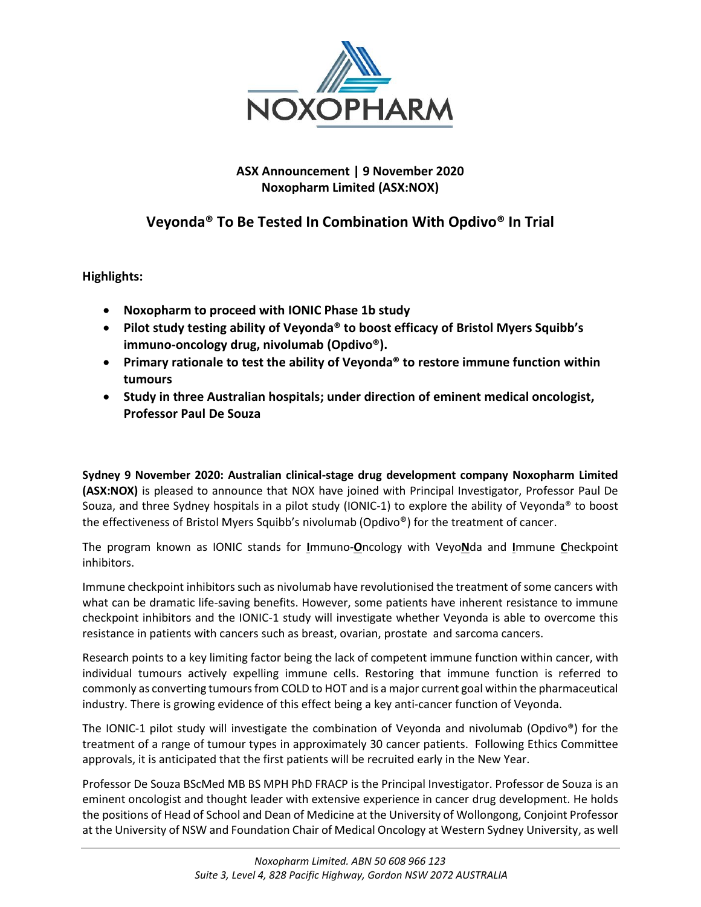NOXOPHARM

**ASX Announcement | 9 November 2020**
**Noxopharm Limited (ASX:NOX)**

# Veyonda® To Be Tested In Combination With Opdivo® In Trial

**Highlights:**

- **Noxopharm to proceed with IONIC Phase 1b study**
- **Pilot study testing ability of Veyonda® to boost efficacy of Bristol Myers Squibb's immuno-oncology drug, nivolumab (Opdivo®).**
- **Primary rationale to test the ability of Veyonda® to restore immune function within tumours**
- **Study in three Australian hospitals; under direction of eminent medical oncologist, Professor Paul De Souza**

**Sydney 9 November 2020: Australian clinical-stage drug development company Noxopharm Limited (ASX:NOX)** is pleased to announce that NOX have joined with Principal Investigator, Professor Paul De Souza, and three Sydney hospitals in a pilot study (IONIC-1) to explore the ability of Veyonda® to boost the effectiveness of Bristol Myers Squibb's nivolumab (Opdivo®) for the treatment of cancer.

The program known as IONIC stands for **I**mmuno-**O**ncology with Veyo**N**da and **I**mmune **C**heckpoint inhibitors.

Immune checkpoint inhibitors such as nivolumab have revolutionised the treatment of some cancers with what can be dramatic life-saving benefits. However, some patients have inherent resistance to immune checkpoint inhibitors and the IONIC-1 study will investigate whether Veyonda is able to overcome this resistance in patients with cancers such as breast, ovarian, prostate and sarcoma cancers.

Research points to a key limiting factor being the lack of competent immune function within cancer, with individual tumours actively expelling immune cells. Restoring that immune function is referred to commonly as converting tumours from COLD to HOT and is a major current goal within the pharmaceutical industry. There is growing evidence of this effect being a key anti-cancer function of Veyonda.

The IONIC-1 pilot study will investigate the combination of Veyonda and nivolumab (Opdivo®) for the treatment of a range of tumour types in approximately 30 cancer patients. Following Ethics Committee approvals, it is anticipated that the first patients will be recruited early in the New Year.

Professor De Souza BScMed MB BS MPH PhD FRACP is the Principal Investigator. Professor de Souza is an eminent oncologist and thought leader with extensive experience in cancer drug development. He holds the positions of Head of School and Dean of Medicine at the University of Wollongong, Conjoint Professor at the University of NSW and Foundation Chair of Medical Oncology at Western Sydney University, as well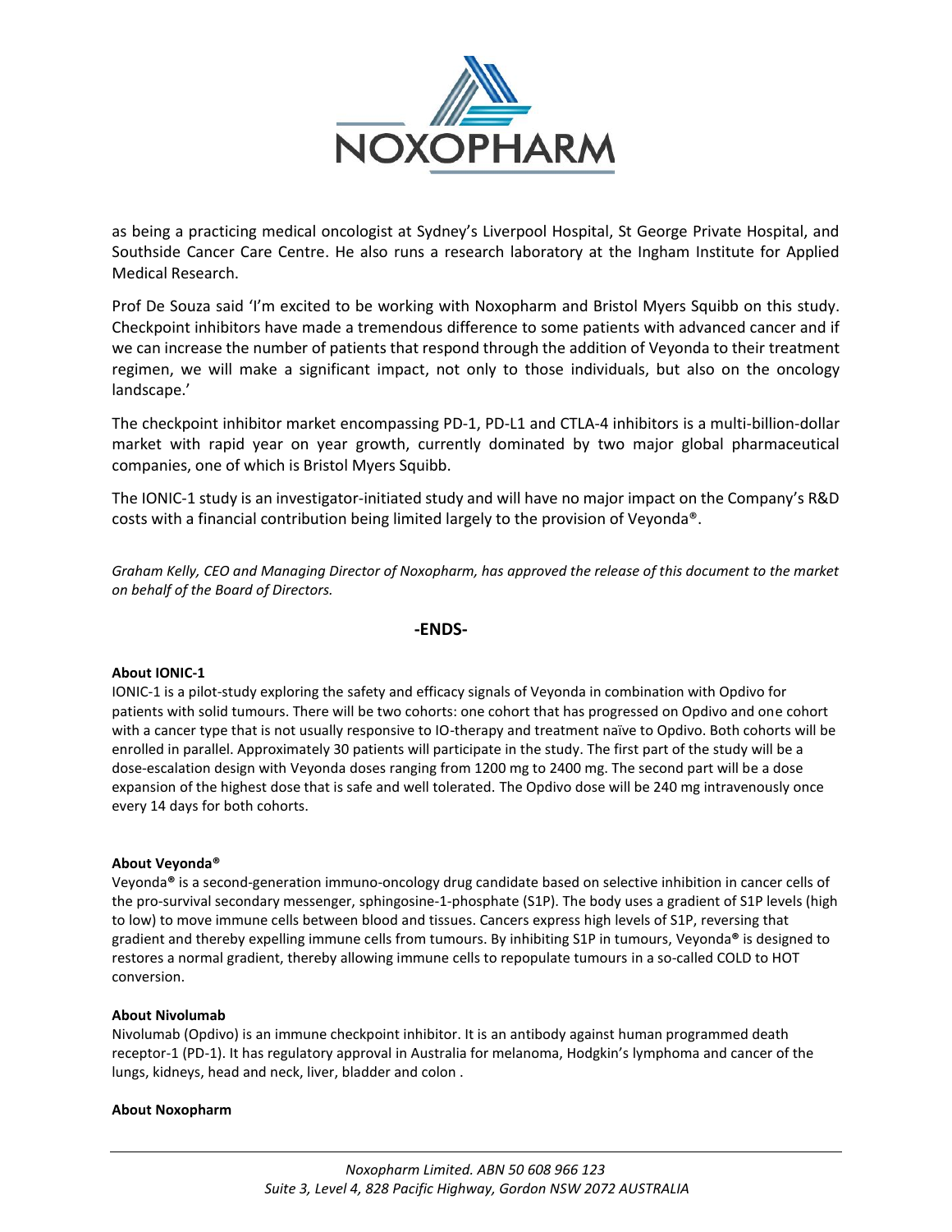as being a practicing medical oncologist at Sydney's Liverpool Hospital, St George Private Hospital, and Southside Cancer Care Centre. He also runs a research laboratory at the Ingham Institute for Applied Medical Research.

Prof De Souza said 'I'm excited to be working with Noxopharm and Bristol Myers Squibb on this study. Checkpoint inhibitors have made a tremendous difference to some patients with advanced cancer and if we can increase the number of patients that respond through the addition of Veyonda to their treatment regimen, we will make a significant impact, not only to those individuals, but also on the oncology landscape.'

The checkpoint inhibitor market encompassing PD-1, PD-L1 and CTLA-4 inhibitors is a multi-billion-dollar market with rapid year on year growth, currently dominated by two major global pharmaceutical companies, one of which is Bristol Myers Squibb.

The IONIC-1 study is an investigator-initiated study and will have no major impact on the Company's R&D costs with a financial contribution being limited largely to the provision of Veyonda®.

*Graham Kelly, CEO and Managing Director of Noxopharm, has approved the release of this document to the market on behalf of the Board of Directors.*

**-ENDS-**

**About IONIC-1**

IONIC-1 is a pilot-study exploring the safety and efficacy signals of Veyonda in combination with Opdivo for patients with solid tumours. There will be two cohorts: one cohort that has progressed on Opdivo and one cohort with a cancer type that is not usually responsive to IO-therapy and treatment naïve to Opdivo. Both cohorts will be enrolled in parallel. Approximately 30 patients will participate in the study. The first part of the study will be a dose-escalation design with Veyonda doses ranging from 1200 mg to 2400 mg. The second part will be a dose expansion of the highest dose that is safe and well tolerated. The Opdivo dose will be 240 mg intravenously once every 14 days for both cohorts.

**About Veyonda®**

Veyonda® is a second-generation immuno-oncology drug candidate based on selective inhibition in cancer cells of the pro-survival secondary messenger, sphingosine-1-phosphate (S1P). The body uses a gradient of S1P levels (high to low) to move immune cells between blood and tissues. Cancers express high levels of S1P, reversing that gradient and thereby expelling immune cells from tumours. By inhibiting S1P in tumours, Veyonda® is designed to restores a normal gradient, thereby allowing immune cells to repopulate tumours in a so-called COLD to HOT conversion.

**About Nivolumab**

Nivolumab (Opdivo) is an immune checkpoint inhibitor. It is an antibody against human programmed death receptor-1 (PD-1). It has regulatory approval in Australia for melanoma, Hodgkin's lymphoma and cancer of the lungs, kidneys, head and neck, liver, bladder and colon .

**About Noxopharm**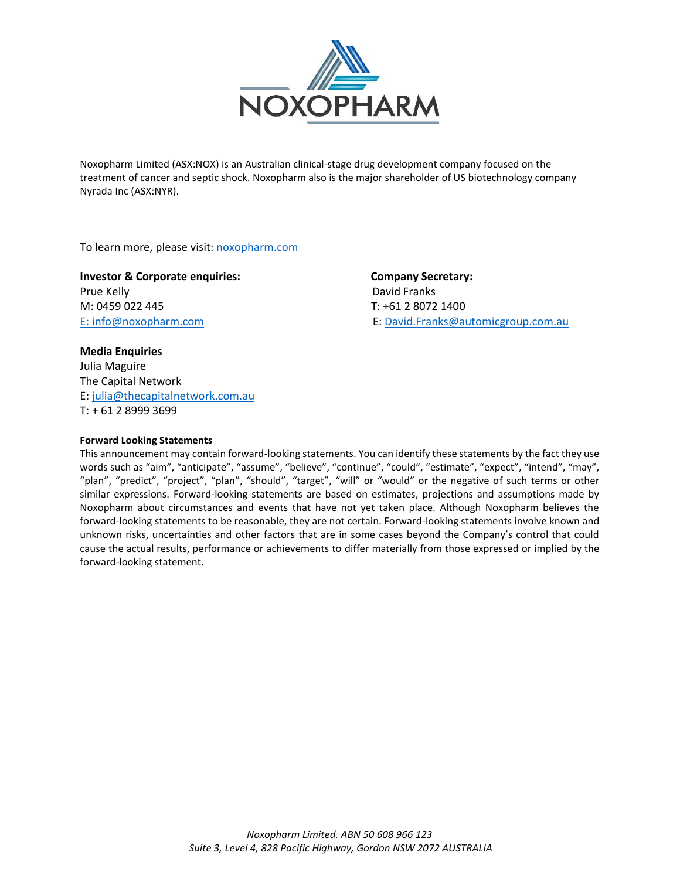Noxopharm Limited (ASX:NOX) is an Australian clinical-stage drug development company focused on the treatment of cancer and septic shock. Noxopharm also is the major shareholder of US biotechnology company Nyrada Inc (ASX:NYR).

To learn more, please visit: noxopharm.com

**Investor & Corporate enquiries:**
Prue Kelly
M: 0459 022 445
E: info@noxopharm.com

**Company Secretary:**
David Franks
T: +61 2 8072 1400
E: David.Franks@automicgroup.com.au

**Media Enquiries**
Julia Maguire
The Capital Network
E: julia@thecapitalnetwork.com.au
T: + 61 2 8999 3699

**Forward Looking Statements**

This announcement may contain forward-looking statements. You can identify these statements by the fact they use words such as "aim", "anticipate", "assume", "believe", "continue", "could", "estimate", "expect", "intend", "may", "plan", "predict", "project", "plan", "should", "target", "will" or "would" or the negative of such terms or other similar expressions. Forward-looking statements are based on estimates, projections and assumptions made by Noxopharm about circumstances and events that have not yet taken place. Although Noxopharm believes the forward-looking statements to be reasonable, they are not certain. Forward-looking statements involve known and unknown risks, uncertainties and other factors that are in some cases beyond the Company's control that could cause the actual results, performance or achievements to differ materially from those expressed or implied by the forward-looking statement.

*Noxopharm Limited. ABN 50 608 966 123*
*Suite 3, Level 4, 828 Pacific Highway, Gordon NSW 2072 AUSTRALIA*